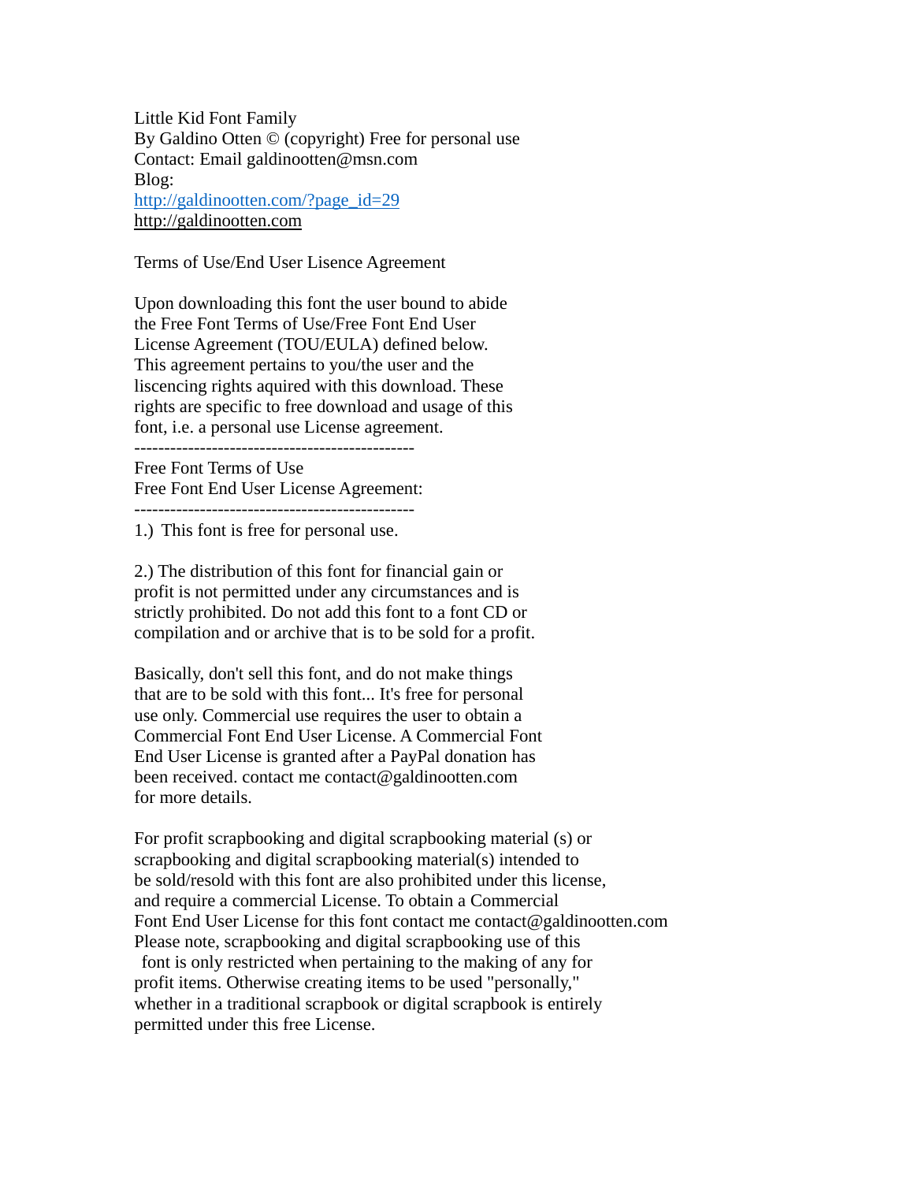Little Kid Font Family
By Galdino Otten © (copyright) Free for personal use
Contact: Email galdinootten@msn.com
Blog:
http://galdinootten.com/?page_id=29
http://galdinootten.com

Terms of Use/End User Lisence Agreement

Upon downloading this font the user bound to abide the Free Font Terms of Use/Free Font End User License Agreement (TOU/EULA) defined below. This agreement pertains to you/the user and the liscencing rights aquired with this download. These rights are specific to free download and usage of this font, i.e. a personal use License agreement.

------------------------------------------------

Free Font Terms of Use
Free Font End User License Agreement:

------------------------------------------------

1.) This font is free for personal use.

2.) The distribution of this font for financial gain or profit is not permitted under any circumstances and is strictly prohibited. Do not add this font to a font CD or compilation and or archive that is to be sold for a profit.

Basically, don't sell this font, and do not make things that are to be sold with this font... It's free for personal use only. Commercial use requires the user to obtain a Commercial Font End User License. A Commercial Font End User License is granted after a PayPal donation has been received. contact me contact@galdinootten.com for more details.

For profit scrapbooking and digital scrapbooking material (s) or scrapbooking and digital scrapbooking material(s) intended to be sold/resold with this font are also prohibited under this license, and require a commercial License. To obtain a Commercial Font End User License for this font contact me contact@galdinootten.com Please note, scrapbooking and digital scrapbooking use of this font is only restricted when pertaining to the making of any for profit items. Otherwise creating items to be used "personally," whether in a traditional scrapbook or digital scrapbook is entirely permitted under this free License.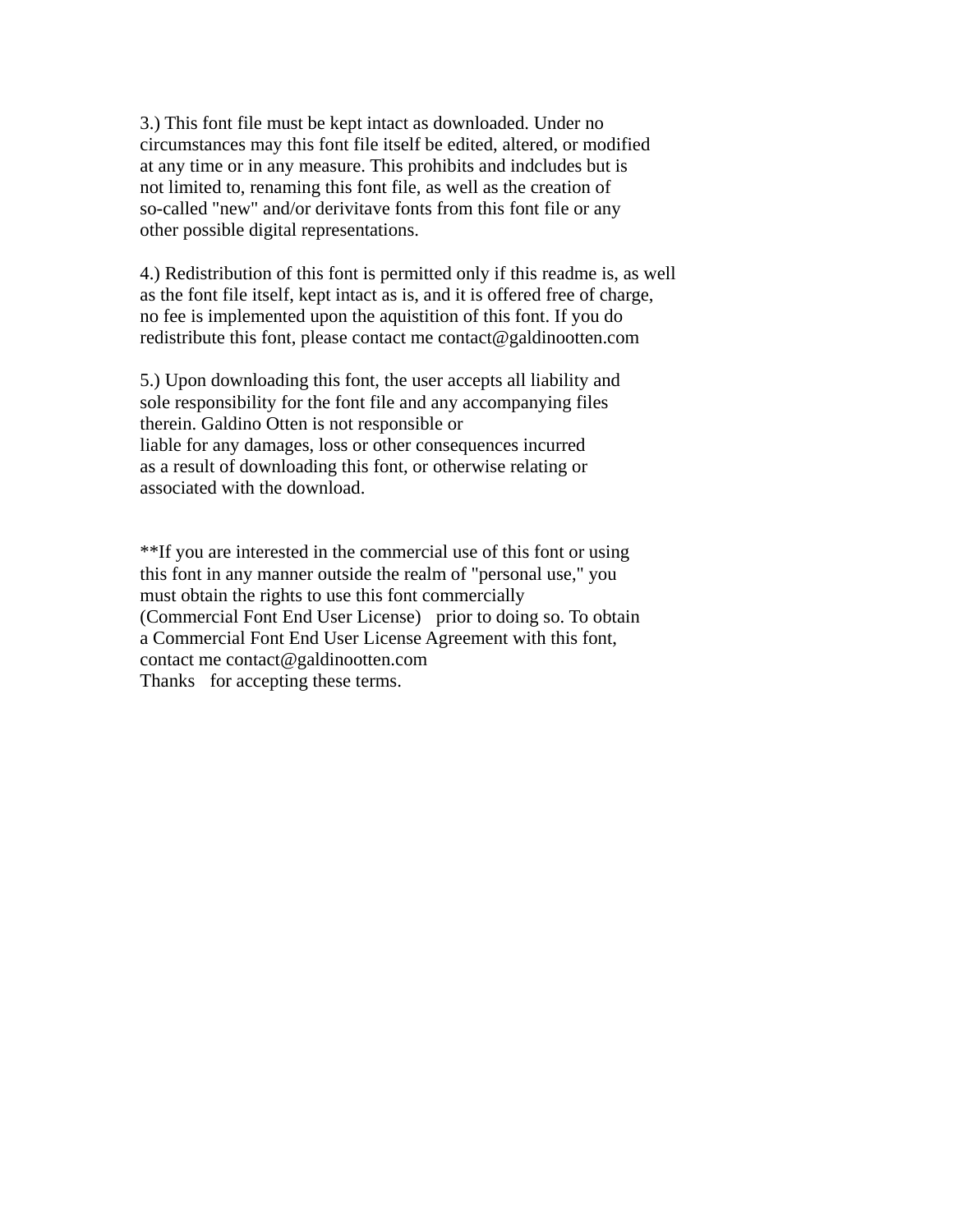3.) This font file must be kept intact as downloaded. Under no circumstances may this font file itself be edited, altered, or modified at any time or in any measure. This prohibits and indcludes but is not limited to, renaming this font file, as well as the creation of so-called "new" and/or derivitave fonts from this font file or any other possible digital representations.

4.) Redistribution of this font is permitted only if this readme is, as well as the font file itself, kept intact as is, and it is offered free of charge, no fee is implemented upon the aquistition of this font. If you do redistribute this font, please contact me contact@galdinootten.com

5.) Upon downloading this font, the user accepts all liability and sole responsibility for the font file and any accompanying files therein. Galdino Otten is not responsible or
liable for any damages, loss or other consequences incurred
as a result of downloading this font, or otherwise relating or
associated with the download.

**If you are interested in the commercial use of this font or using this font in any manner outside the realm of "personal use," you must obtain the rights to use this font commercially
(Commercial Font End User License) prior to doing so. To obtain a Commercial Font End User License Agreement with this font, contact me contact@galdinootten.com
Thanks for accepting these terms.